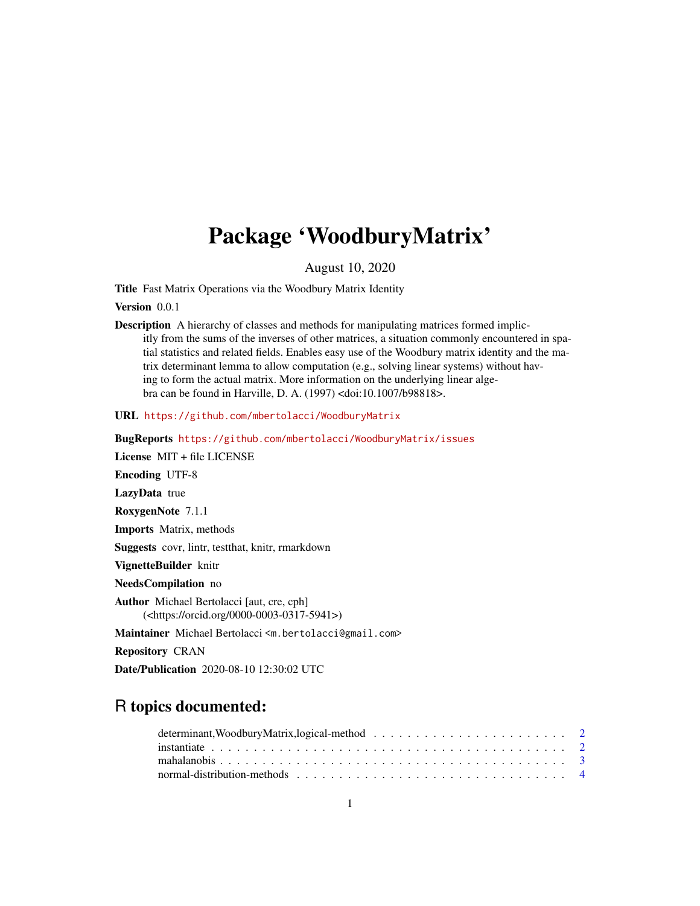# Package 'WoodburyMatrix'

August 10, 2020

**Title** Fast Matrix Operations via the Woodbury Matrix Identity

**Version** 0.0.1

**Description** A hierarchy of classes and methods for manipulating matrices formed implicitly from the sums of the inverses of other matrices, a situation commonly encountered in spatial statistics and related fields. Enables easy use of the Woodbury matrix identity and the matrix determinant lemma to allow computation (e.g., solving linear systems) without having to form the actual matrix. More information on the underlying linear algebra can be found in Harville, D. A. (1997) <doi:10.1007/b98818>.

**URL** https://github.com/mbertolacci/WoodburyMatrix

**BugReports** https://github.com/mbertolacci/WoodburyMatrix/issues

**License** MIT + file LICENSE

**Encoding** UTF-8

**LazyData** true

**RoxygenNote** 7.1.1

**Imports** Matrix, methods

**Suggests** covr, lintr, testthat, knitr, rmarkdown

**VignetteBuilder** knitr

**NeedsCompilation** no

**Author** Michael Bertolacci [aut, cre, cph] (<https://orcid.org/0000-0003-0317-5941>)

**Maintainer** Michael Bertolacci <m.bertolacci@gmail.com>

**Repository** CRAN

**Date/Publication** 2020-08-10 12:30:02 UTC

## R topics documented:

- determinant,WoodburyMatrix,logical-method . . . . . . . . . . . . . . . . . . . . . . . 2
- instantiate . . . . . . . . . . . . . . . . . . . . . . . . . . . . . . . . . . . . . . . . . . 2
- mahalanobis . . . . . . . . . . . . . . . . . . . . . . . . . . . . . . . . . . . . . . . . . 3
- normal-distribution-methods . . . . . . . . . . . . . . . . . . . . . . . . . . . . . . . . 4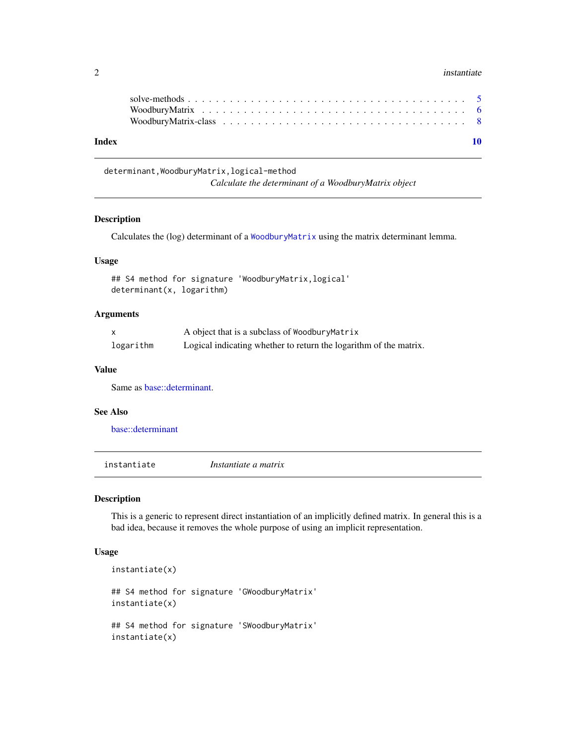solve-methods . . . . . . . . . . . . . . . . . . . . . . . . . . . . . . . . . . . . . 5
WoodburyMatrix . . . . . . . . . . . . . . . . . . . . . . . . . . . . . . . . . . . . 6
WoodburyMatrix-class . . . . . . . . . . . . . . . . . . . . . . . . . . . . . . . . . 8

**Index** **10**

---

## determinant,WoodburyMatrix,logical-method

*Calculate the determinant of a WoodburyMatrix object*

### Description

Calculates the (log) determinant of a `WoodburyMatrix` using the matrix determinant lemma.

### Usage

```
## S4 method for signature 'WoodburyMatrix,logical'
determinant(x, logarithm)
```

### Arguments

| | |
|---|---|
| `x` | A object that is a subclass of `WoodburyMatrix` |
| `logarithm` | Logical indicating whether to return the logarithm of the matrix. |

### Value

Same as base::determinant.

### See Also

base::determinant

---

## instantiate

*Instantiate a matrix*

### Description

This is a generic to represent direct instantiation of an implicitly defined matrix. In general this is a bad idea, because it removes the whole purpose of using an implicit representation.

### Usage

```
instantiate(x)

## S4 method for signature 'GWoodburyMatrix'
instantiate(x)

## S4 method for signature 'SWoodburyMatrix'
instantiate(x)
```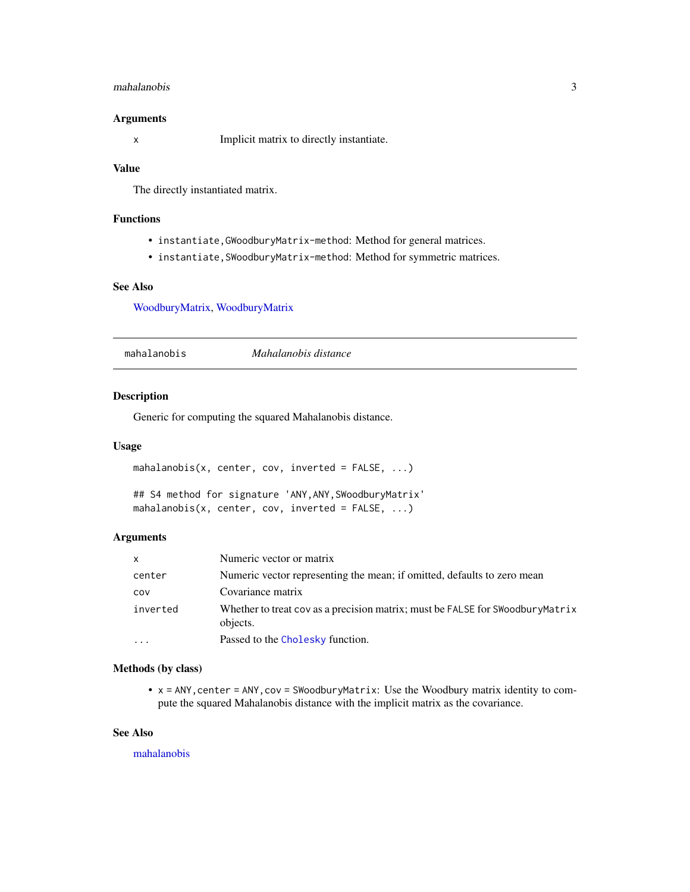### Arguments

| | |
|---|---|
| `x` | Implicit matrix to directly instantiate. |

### Value

The directly instantiated matrix.

### Functions

- `instantiate,GWoodburyMatrix-method`: Method for general matrices.
- `instantiate,SWoodburyMatrix-method`: Method for symmetric matrices.

### See Also

WoodburyMatrix, WoodburyMatrix

---

## `mahalanobis` *Mahalanobis distance*

---

### Description

Generic for computing the squared Mahalanobis distance.

### Usage

```
mahalanobis(x, center, cov, inverted = FALSE, ...)

## S4 method for signature 'ANY,ANY,SWoodburyMatrix'
mahalanobis(x, center, cov, inverted = FALSE, ...)
```

### Arguments

| | |
|---|---|
| `x` | Numeric vector or matrix |
| `center` | Numeric vector representing the mean; if omitted, defaults to zero mean |
| `cov` | Covariance matrix |
| `inverted` | Whether to treat cov as a precision matrix; must be `FALSE` for `SWoodburyMatrix` objects. |
| `...` | Passed to the `Cholesky` function. |

### Methods (by class)

- `x = ANY,center = ANY,cov = SWoodburyMatrix`: Use the Woodbury matrix identity to compute the squared Mahalanobis distance with the implicit matrix as the covariance.

### See Also

mahalanobis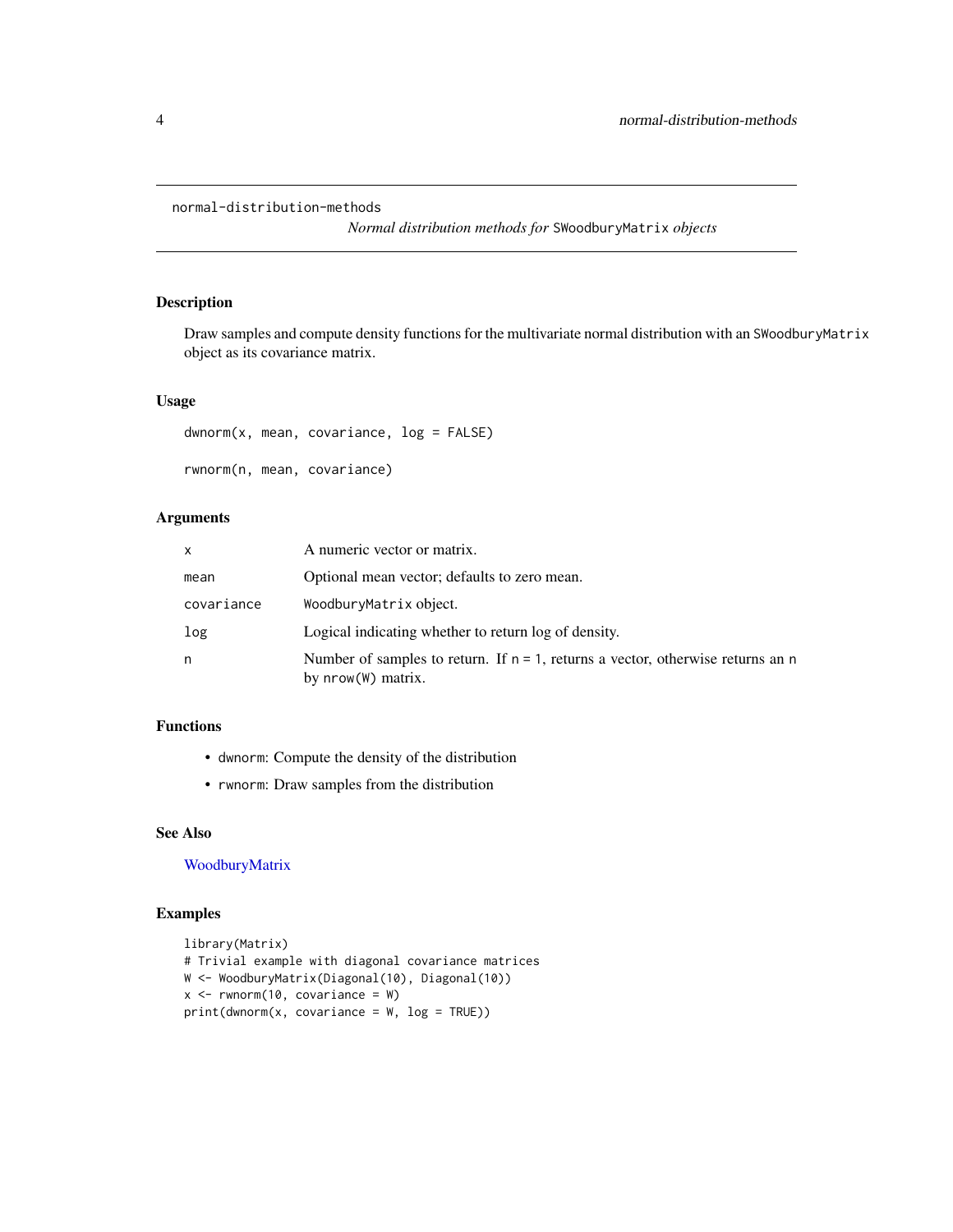```
normal-distribution-methods
```

*Normal distribution methods for* `SWoodburyMatrix` *objects*

## Description

Draw samples and compute density functions for the multivariate normal distribution with an `SWoodburyMatrix` object as its covariance matrix.

## Usage

```
dwnorm(x, mean, covariance, log = FALSE)

rwnorm(n, mean, covariance)
```

## Arguments

| | |
|---|---|
| `x` | A numeric vector or matrix. |
| `mean` | Optional mean vector; defaults to zero mean. |
| `covariance` | `WoodburyMatrix` object. |
| `log` | Logical indicating whether to return log of density. |
| `n` | Number of samples to return. If `n = 1`, returns a vector, otherwise returns an `n` by `nrow(W)` matrix. |

## Functions

- `dwnorm`: Compute the density of the distribution
- `rwnorm`: Draw samples from the distribution

## See Also

WoodburyMatrix

## Examples

```
library(Matrix)
# Trivial example with diagonal covariance matrices
W <- WoodburyMatrix(Diagonal(10), Diagonal(10))
x <- rwnorm(10, covariance = W)
print(dwnorm(x, covariance = W, log = TRUE))
```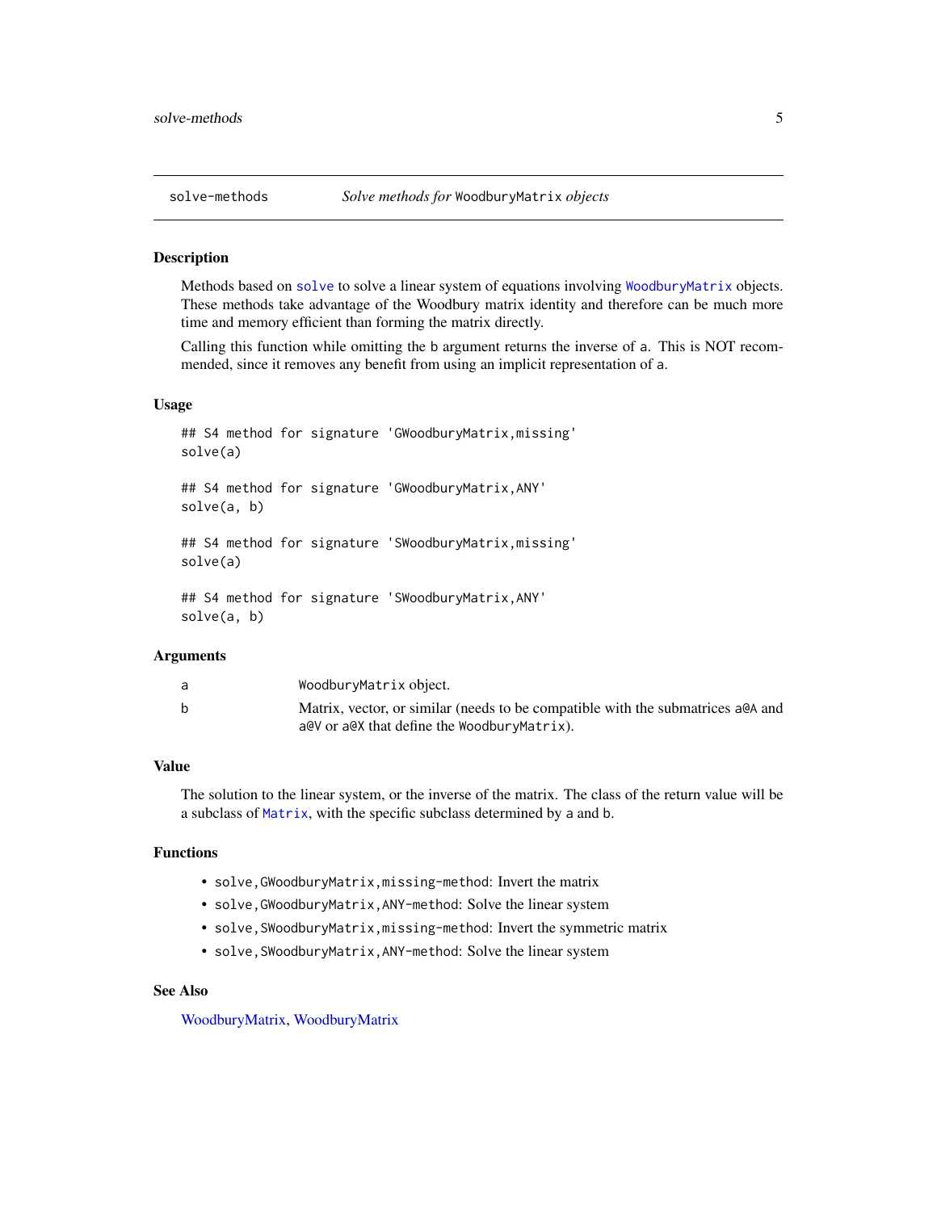solve-methods *Solve methods for* `WoodburyMatrix` *objects*

## Description

Methods based on `solve` to solve a linear system of equations involving `WoodburyMatrix` objects. These methods take advantage of the Woodbury matrix identity and therefore can be much more time and memory efficient than forming the matrix directly.

Calling this function while omitting the `b` argument returns the inverse of `a`. This is NOT recommended, since it removes any benefit from using an implicit representation of `a`.

## Usage

```
## S4 method for signature 'GWoodburyMatrix,missing'
solve(a)

## S4 method for signature 'GWoodburyMatrix,ANY'
solve(a, b)

## S4 method for signature 'SWoodburyMatrix,missing'
solve(a)

## S4 method for signature 'SWoodburyMatrix,ANY'
solve(a, b)
```

## Arguments

| | |
|---|---|
| `a` | `WoodburyMatrix` object. |
| `b` | Matrix, vector, or similar (needs to be compatible with the submatrices `a@A` and `a@V` or `a@X` that define the `WoodburyMatrix`). |

## Value

The solution to the linear system, or the inverse of the matrix. The class of the return value will be a subclass of `Matrix`, with the specific subclass determined by `a` and `b`.

## Functions

- `solve,GWoodburyMatrix,missing-method`: Invert the matrix
- `solve,GWoodburyMatrix,ANY-method`: Solve the linear system
- `solve,SWoodburyMatrix,missing-method`: Invert the symmetric matrix
- `solve,SWoodburyMatrix,ANY-method`: Solve the linear system

## See Also

WoodburyMatrix, WoodburyMatrix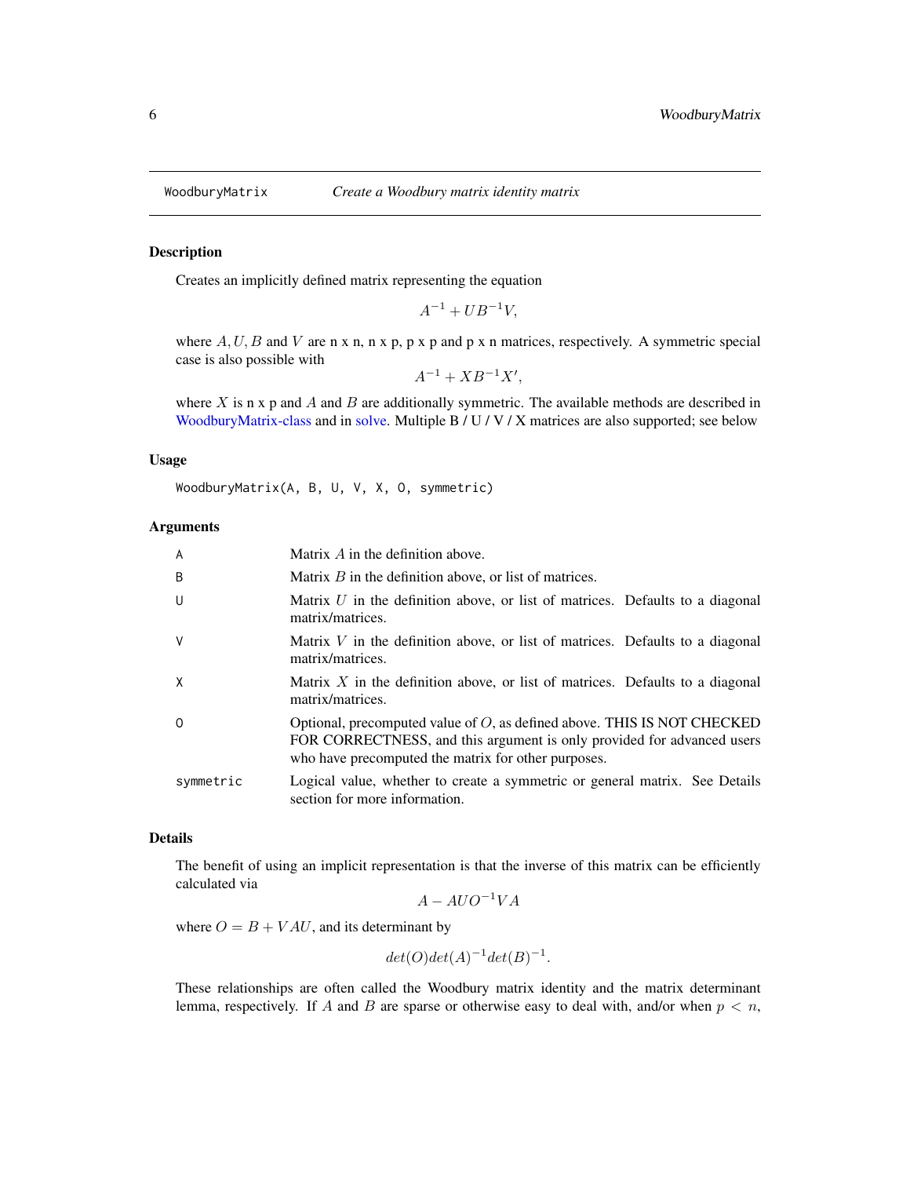WoodburyMatrix *Create a Woodbury matrix identity matrix*

## Description

Creates an implicitly defined matrix representing the equation

$$A^{-1} + UB^{-1}V,$$

where $A, U, B$ and $V$ are n x n, n x p, p x p and p x n matrices, respectively. A symmetric special case is also possible with

$$A^{-1} + XB^{-1}X',$$

where $X$ is n x p and $A$ and $B$ are additionally symmetric. The available methods are described in WoodburyMatrix-class and in solve. Multiple B / U / V / X matrices are also supported; see below

## Usage

```
WoodburyMatrix(A, B, U, V, X, O, symmetric)
```

## Arguments

| | |
|---|---|
| A | Matrix $A$ in the definition above. |
| B | Matrix $B$ in the definition above, or list of matrices. |
| U | Matrix $U$ in the definition above, or list of matrices. Defaults to a diagonal matrix/matrices. |
| V | Matrix $V$ in the definition above, or list of matrices. Defaults to a diagonal matrix/matrices. |
| X | Matrix $X$ in the definition above, or list of matrices. Defaults to a diagonal matrix/matrices. |
| O | Optional, precomputed value of $O$, as defined above. THIS IS NOT CHECKED FOR CORRECTNESS, and this argument is only provided for advanced users who have precomputed the matrix for other purposes. |
| symmetric | Logical value, whether to create a symmetric or general matrix. See Details section for more information. |

## Details

The benefit of using an implicit representation is that the inverse of this matrix can be efficiently calculated via

$$A - AUO^{-1}VA$$

where $O = B + VAU$, and its determinant by

$$det(O)det(A)^{-1}det(B)^{-1}.$$

These relationships are often called the Woodbury matrix identity and the matrix determinant lemma, respectively. If $A$ and $B$ are sparse or otherwise easy to deal with, and/or when $p < n$,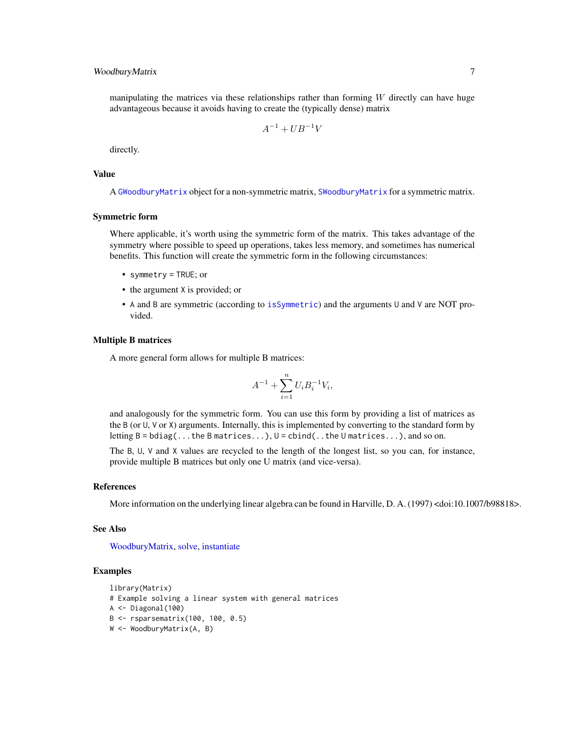manipulating the matrices via these relationships rather than forming $W$ directly can have huge advantageous because it avoids having to create the (typically dense) matrix

$$A^{-1} + UB^{-1}V$$

directly.

## Value

A `GWoodburyMatrix` object for a non-symmetric matrix, `SWoodburyMatrix` for a symmetric matrix.

## Symmetric form

Where applicable, it's worth using the symmetric form of the matrix. This takes advantage of the symmetry where possible to speed up operations, takes less memory, and sometimes has numerical benefits. This function will create the symmetric form in the following circumstances:

- `symmetry = TRUE`; or
- the argument `X` is provided; or
- `A` and `B` are symmetric (according to `isSymmetric`) and the arguments `U` and `V` are NOT provided.

## Multiple B matrices

A more general form allows for multiple B matrices:

$$A^{-1} + \sum_{i=1}^{n} U_i B_i^{-1} V_i,$$

and analogously for the symmetric form. You can use this form by providing a list of matrices as the `B` (or `U`, `V` or `X`) arguments. Internally, this is implemented by converting to the standard form by letting `B = bdiag(...the B matrices...)`, `U = cbind(..the U matrices...)`, and so on.

The `B`, `U`, `V` and `X` values are recycled to the length of the longest list, so you can, for instance, provide multiple B matrices but only one U matrix (and vice-versa).

## References

More information on the underlying linear algebra can be found in Harville, D. A. (1997) <doi:10.1007/b98818>.

## See Also

WoodburyMatrix, solve, instantiate

## Examples

```
library(Matrix)
# Example solving a linear system with general matrices
A <- Diagonal(100)
B <- rsparsematrix(100, 100, 0.5)
W <- WoodburyMatrix(A, B)
```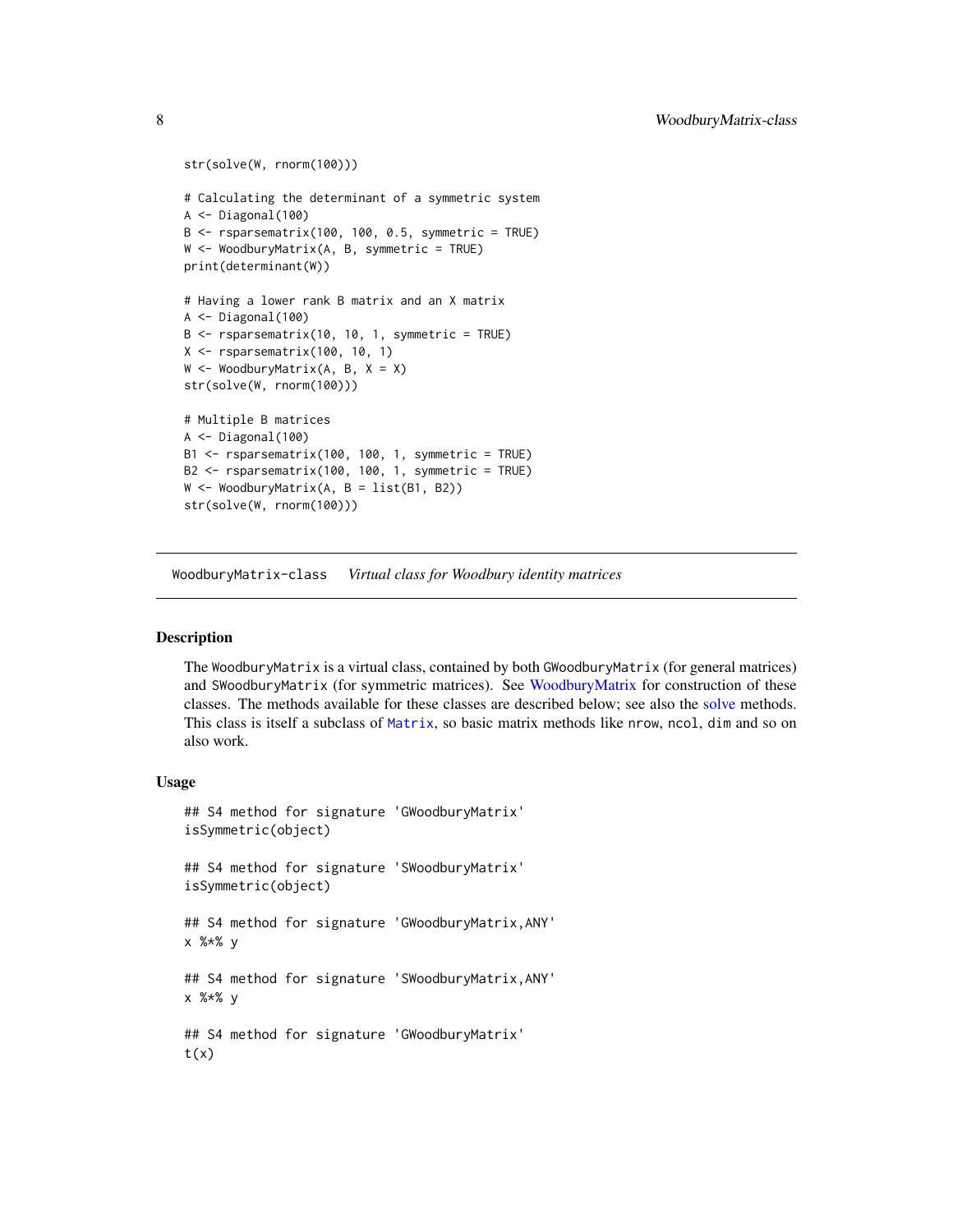```
str(solve(W, rnorm(100)))

# Calculating the determinant of a symmetric system
A <- Diagonal(100)
B <- rsparsematrix(100, 100, 0.5, symmetric = TRUE)
W <- WoodburyMatrix(A, B, symmetric = TRUE)
print(determinant(W))

# Having a lower rank B matrix and an X matrix
A <- Diagonal(100)
B <- rsparsematrix(10, 10, 1, symmetric = TRUE)
X <- rsparsematrix(100, 10, 1)
W <- WoodburyMatrix(A, B, X = X)
str(solve(W, rnorm(100)))

# Multiple B matrices
A <- Diagonal(100)
B1 <- rsparsematrix(100, 100, 1, symmetric = TRUE)
B2 <- rsparsematrix(100, 100, 1, symmetric = TRUE)
W <- WoodburyMatrix(A, B = list(B1, B2))
str(solve(W, rnorm(100)))
```

---

## WoodburyMatrix-class *Virtual class for Woodbury identity matrices*

---

### Description

The `WoodburyMatrix` is a virtual class, contained by both `GWoodburyMatrix` (for general matrices) and `SWoodburyMatrix` (for symmetric matrices). See WoodburyMatrix for construction of these classes. The methods available for these classes are described below; see also the solve methods. This class is itself a subclass of `Matrix`, so basic matrix methods like `nrow`, `ncol`, `dim` and so on also work.

### Usage

```
## S4 method for signature 'GWoodburyMatrix'
isSymmetric(object)

## S4 method for signature 'SWoodburyMatrix'
isSymmetric(object)

## S4 method for signature 'GWoodburyMatrix,ANY'
x %*% y

## S4 method for signature 'SWoodburyMatrix,ANY'
x %*% y

## S4 method for signature 'GWoodburyMatrix'
t(x)
```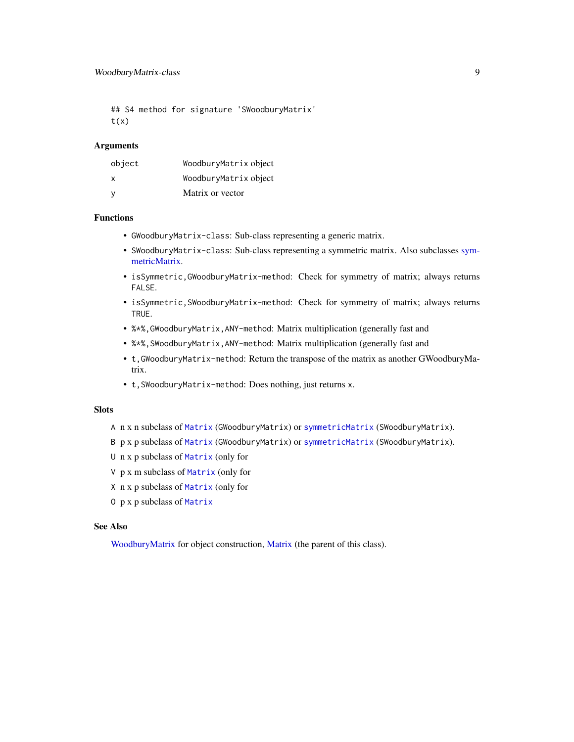```
## S4 method for signature 'SWoodburyMatrix'
t(x)
```

### Arguments

| | |
|---|---|
| `object` | `WoodburyMatrix` object |
| `x` | `WoodburyMatrix` object |
| `y` | Matrix or vector |

### Functions

- `GWoodburyMatrix-class`: Sub-class representing a generic matrix.
- `SWoodburyMatrix-class`: Sub-class representing a symmetric matrix. Also subclasses symmetricMatrix.
- `isSymmetric,GWoodburyMatrix-method`: Check for symmetry of matrix; always returns `FALSE`.
- `isSymmetric,SWoodburyMatrix-method`: Check for symmetry of matrix; always returns `TRUE`.
- `%*%,GWoodburyMatrix,ANY-method`: Matrix multiplication (generally fast and
- `%*%,SWoodburyMatrix,ANY-method`: Matrix multiplication (generally fast and
- `t,GWoodburyMatrix-method`: Return the transpose of the matrix as another GWoodburyMatrix.
- `t,SWoodburyMatrix-method`: Does nothing, just returns `x`.

### Slots

`A` n x n subclass of `Matrix` (`GWoodburyMatrix`) or `symmetricMatrix` (`SWoodburyMatrix`).

`B` p x p subclass of `Matrix` (`GWoodburyMatrix`) or `symmetricMatrix` (`SWoodburyMatrix`).

`U` n x p subclass of `Matrix` (only for

`V` p x m subclass of `Matrix` (only for

`X` n x p subclass of `Matrix` (only for

`O` p x p subclass of `Matrix`

### See Also

WoodburyMatrix for object construction, Matrix (the parent of this class).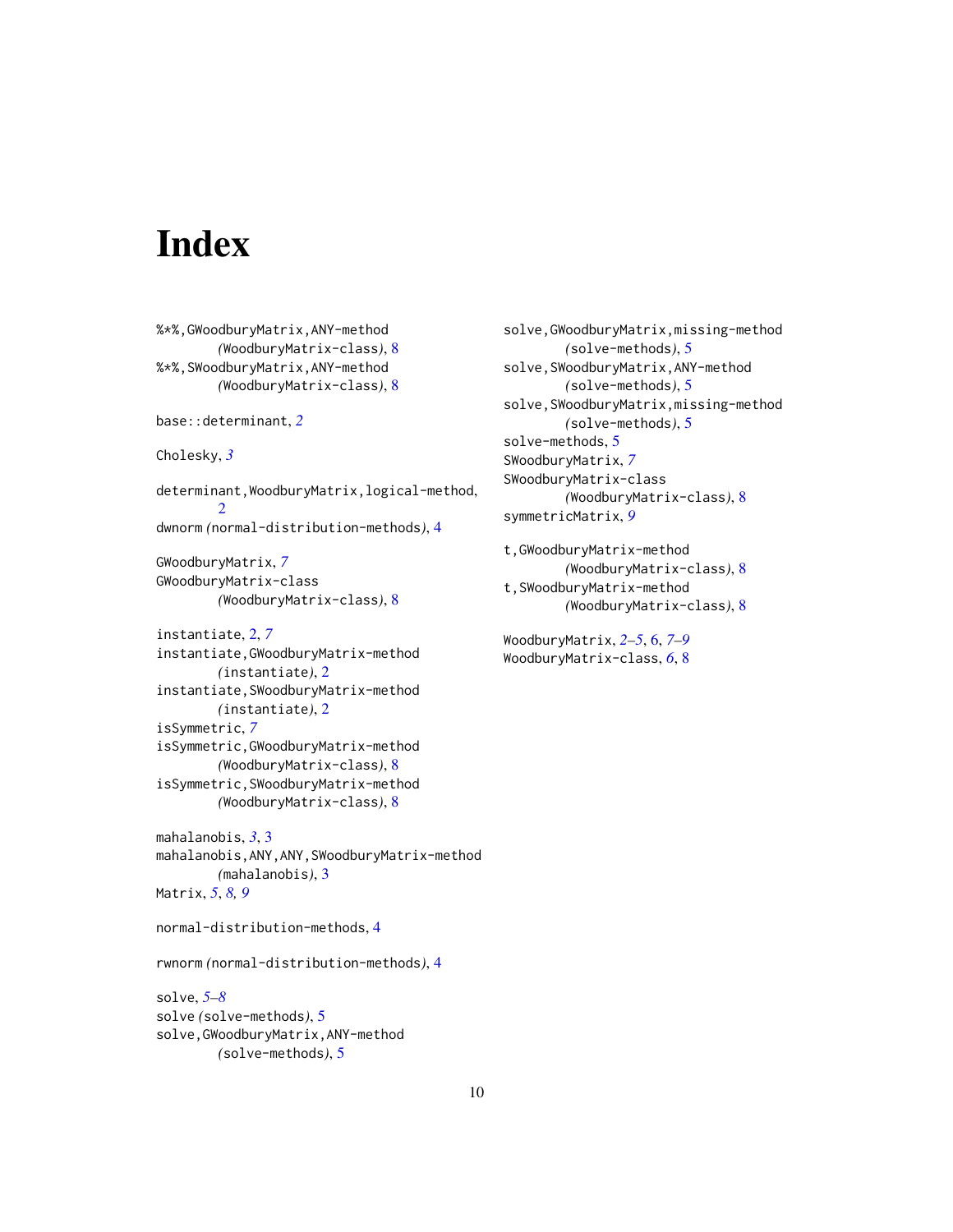# Index

%*%,GWoodburyMatrix,ANY-method *(WoodburyMatrix-class)*, 8
%*%,SWoodburyMatrix,ANY-method *(WoodburyMatrix-class)*, 8

base::determinant, *2*

Cholesky, *3*

determinant,WoodburyMatrix,logical-method, 2
dwnorm *(normal-distribution-methods)*, 4

GWoodburyMatrix, *7*
GWoodburyMatrix-class *(WoodburyMatrix-class)*, 8

instantiate, 2, *7*
instantiate,GWoodburyMatrix-method *(instantiate)*, 2
instantiate,SWoodburyMatrix-method *(instantiate)*, 2
isSymmetric, *7*
isSymmetric,GWoodburyMatrix-method *(WoodburyMatrix-class)*, 8
isSymmetric,SWoodburyMatrix-method *(WoodburyMatrix-class)*, 8

mahalanobis, *3*, 3
mahalanobis,ANY,ANY,SWoodburyMatrix-method *(mahalanobis)*, 3
Matrix, *5*, *8, 9*

normal-distribution-methods, 4

rwnorm *(normal-distribution-methods)*, 4

solve, *5–8*
solve *(solve-methods)*, 5
solve,GWoodburyMatrix,ANY-method *(solve-methods)*, 5
solve,GWoodburyMatrix,missing-method *(solve-methods)*, 5
solve,SWoodburyMatrix,ANY-method *(solve-methods)*, 5
solve,SWoodburyMatrix,missing-method *(solve-methods)*, 5
solve-methods, 5
SWoodburyMatrix, *7*
SWoodburyMatrix-class *(WoodburyMatrix-class)*, 8
symmetricMatrix, *9*

t,GWoodburyMatrix-method *(WoodburyMatrix-class)*, 8
t,SWoodburyMatrix-method *(WoodburyMatrix-class)*, 8

WoodburyMatrix, *2–5*, 6, *7–9*
WoodburyMatrix-class, *6*, 8